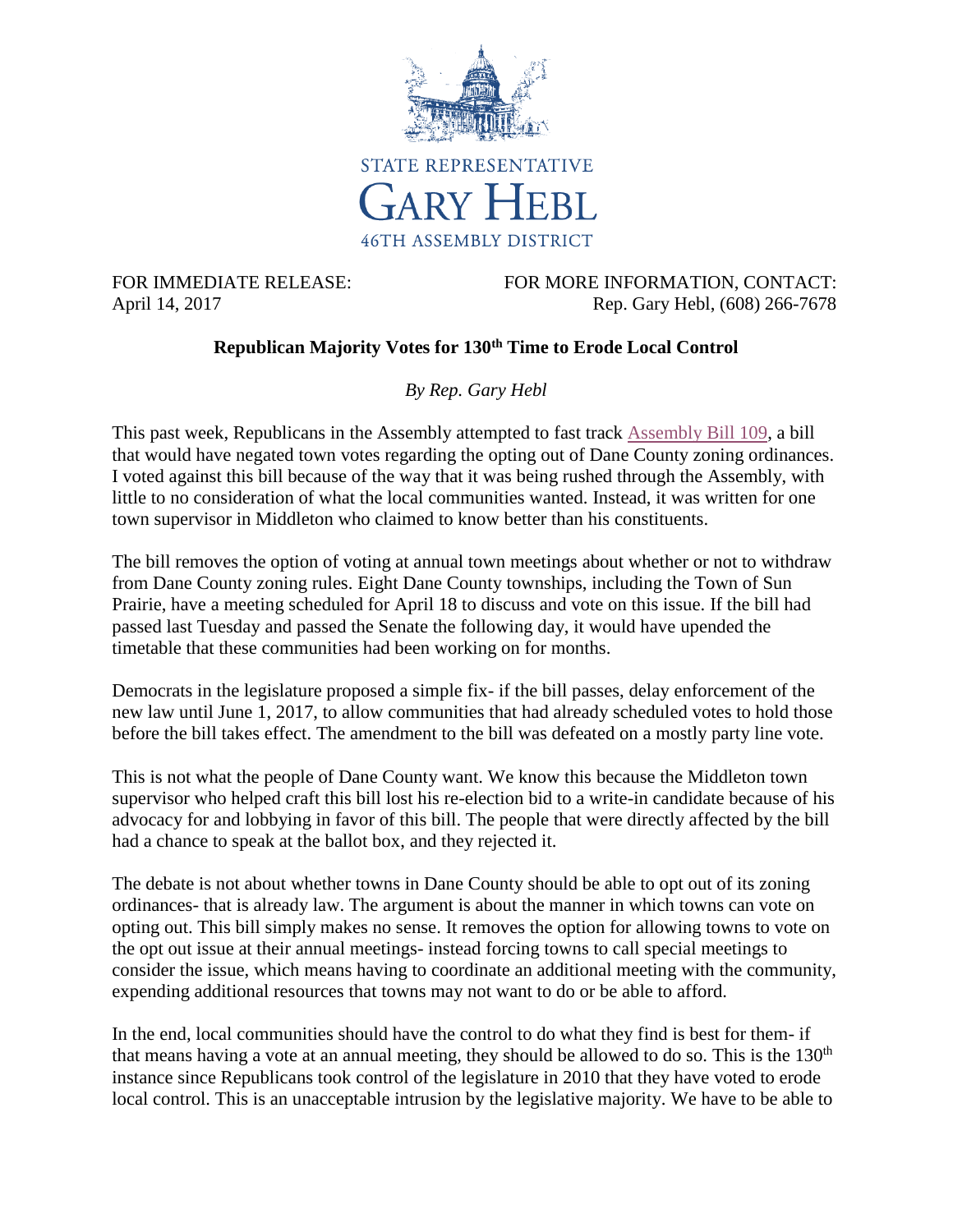STATE REPRESENTATIVE

GARY HEBL

46TH ASSEMBLY DISTRICT

FOR IMMEDIATE RELEASE:
April 14, 2017

FOR MORE INFORMATION, CONTACT:
Rep. Gary Hebl, (608) 266-7678

**Republican Majority Votes for 130th Time to Erode Local Control**

*By Rep. Gary Hebl*

This past week, Republicans in the Assembly attempted to fast track Assembly Bill 109, a bill that would have negated town votes regarding the opting out of Dane County zoning ordinances. I voted against this bill because of the way that it was being rushed through the Assembly, with little to no consideration of what the local communities wanted. Instead, it was written for one town supervisor in Middleton who claimed to know better than his constituents.

The bill removes the option of voting at annual town meetings about whether or not to withdraw from Dane County zoning rules. Eight Dane County townships, including the Town of Sun Prairie, have a meeting scheduled for April 18 to discuss and vote on this issue. If the bill had passed last Tuesday and passed the Senate the following day, it would have upended the timetable that these communities had been working on for months.

Democrats in the legislature proposed a simple fix- if the bill passes, delay enforcement of the new law until June 1, 2017, to allow communities that had already scheduled votes to hold those before the bill takes effect. The amendment to the bill was defeated on a mostly party line vote.

This is not what the people of Dane County want. We know this because the Middleton town supervisor who helped craft this bill lost his re-election bid to a write-in candidate because of his advocacy for and lobbying in favor of this bill. The people that were directly affected by the bill had a chance to speak at the ballot box, and they rejected it.

The debate is not about whether towns in Dane County should be able to opt out of its zoning ordinances- that is already law. The argument is about the manner in which towns can vote on opting out. This bill simply makes no sense. It removes the option for allowing towns to vote on the opt out issue at their annual meetings- instead forcing towns to call special meetings to consider the issue, which means having to coordinate an additional meeting with the community, expending additional resources that towns may not want to do or be able to afford.

In the end, local communities should have the control to do what they find is best for them- if that means having a vote at an annual meeting, they should be allowed to do so. This is the 130th instance since Republicans took control of the legislature in 2010 that they have voted to erode local control. This is an unacceptable intrusion by the legislative majority. We have to be able to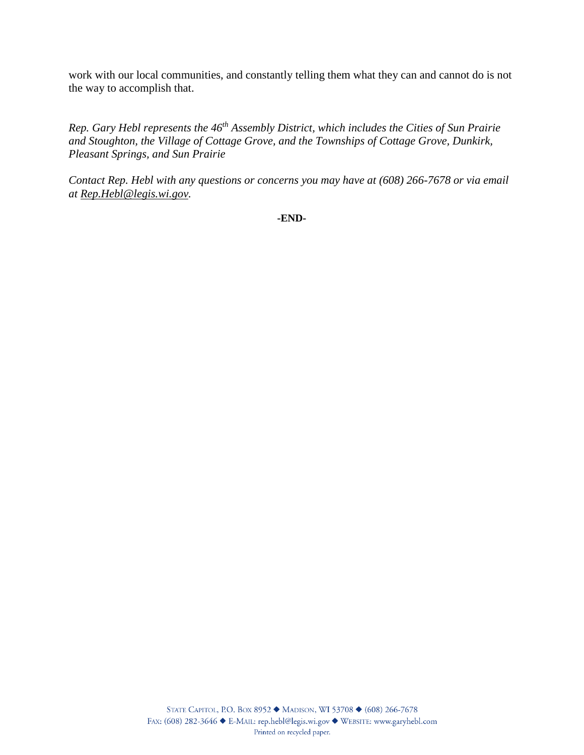work with our local communities, and constantly telling them what they can and cannot do is not the way to accomplish that.

*Rep. Gary Hebl represents the 46th Assembly District, which includes the Cities of Sun Prairie and Stoughton, the Village of Cottage Grove, and the Townships of Cottage Grove, Dunkirk, Pleasant Springs, and Sun Prairie*

*Contact Rep. Hebl with any questions or concerns you may have at (608) 266-7678 or via email at Rep.Hebl@legis.wi.gov.*

**-END-**

STATE CAPITOL, P.O. BOX 8952 ◆ MADISON, WI 53708 ◆ (608) 266-7678
FAX: (608) 282-3646 ◆ E-MAIL: rep.hebl@legis.wi.gov ◆ WEBSITE: www.garyhebl.com
Printed on recycled paper.